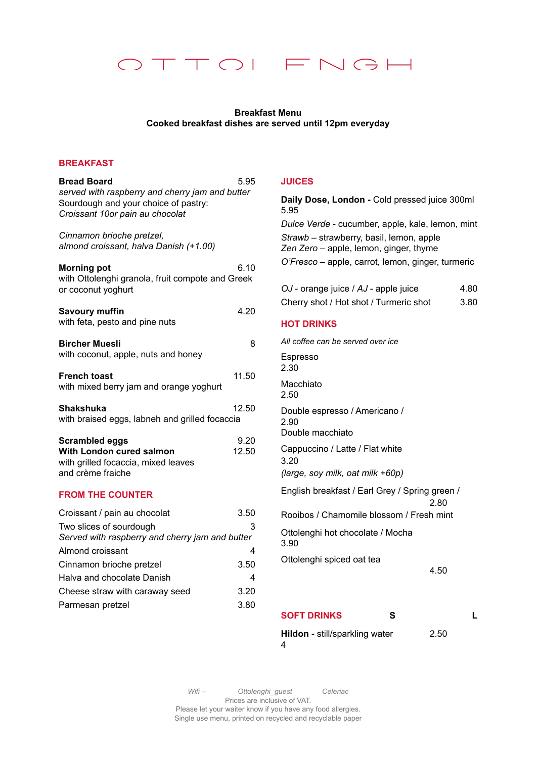# OTTOLENGHI

**Breakfast Menu**
**Cooked breakfast dishes are served until 12pm everyday**

## BREAKFAST

**Bread Board** 5.95
*served with raspberry and cherry jam and butter*
Sourdough and your choice of pastry:
*Croissant 1Oor pain au chocolat*

*Cinnamon brioche pretzel,*
*almond croissant, halva Danish (+1.00)*

**Morning pot** 6.10
with Ottolenghi granola, fruit compote and Greek or coconut yoghurt

**Savoury muffin** 4.20
with feta, pesto and pine nuts

**Bircher Muesli** 8
with coconut, apple, nuts and honey

**French toast** 11.50
with mixed berry jam and orange yoghurt

**Shakshuka** 12.50
with braised eggs, labneh and grilled focaccia

**Scrambled eggs** 9.20
**With London cured salmon** 12.50
with grilled focaccia, mixed leaves and crème fraiche

## FROM THE COUNTER

| Item | Price |
|---|---|
| Croissant / pain au chocolat | 3.50 |
| Two slices of sourdough<br>*Served with raspberry and cherry jam and butter* | 3 |
| Almond croissant | 4 |
| Cinnamon brioche pretzel | 3.50 |
| Halva and chocolate Danish | 4 |
| Cheese straw with caraway seed | 3.20 |
| Parmesan pretzel | 3.80 |

## JUICES

**Daily Dose, London -** Cold pressed juice 300ml 5.95
*Dulce Verde* - cucumber, apple, kale, lemon, mint
*Strawb* – strawberry, basil, lemon, apple
*Zen Zero* – apple, lemon, ginger, thyme
*O'Fresco* – apple, carrot, lemon, ginger, turmeric

*OJ* - orange juice / *AJ* - apple juice 4.80
Cherry shot / Hot shot / Turmeric shot 3.80

## HOT DRINKS

*All coffee can be served over ice*

Espresso 2.30

Macchiato 2.50

Double espresso / Americano / Double macchiato 2.90

Cappuccino / Latte / Flat white 3.20
*(large, soy milk, oat milk +60p)*

English breakfast / Earl Grey / Spring green / Rooibos / Chamomile blossom / Fresh mint 2.80

Ottolenghi hot chocolate / Mocha 3.90

Ottolenghi spiced oat tea 4.50

## SOFT DRINKS

| | S | L |
|---|---|---|
| **Hildon** - still/sparkling water | 2.50 | 4 |

*Wifi – Ottolenghi_guest Celeriac*
Prices are inclusive of VAT.
Please let your waiter know if you have any food allergies.
Single use menu, printed on recycled and recyclable paper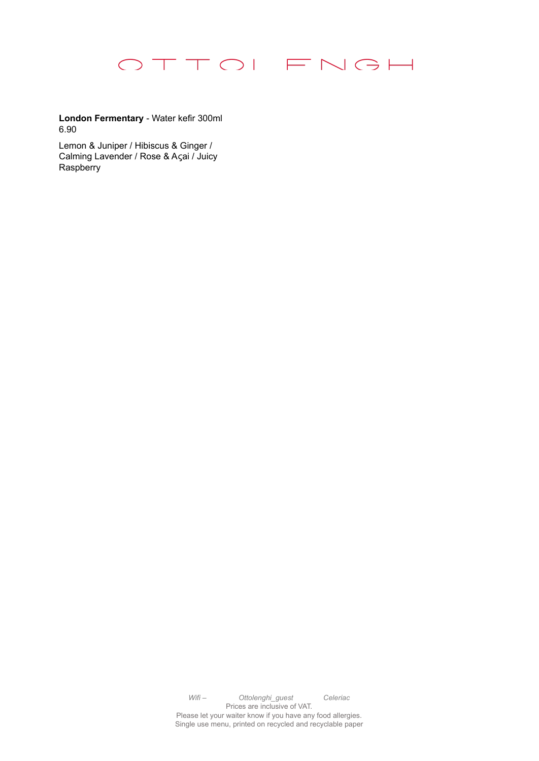**London Fermentary** - Water kefir 300ml
6.90

Lemon & Juniper / Hibiscus & Ginger / Calming Lavender / Rose & Açai / Juicy Raspberry